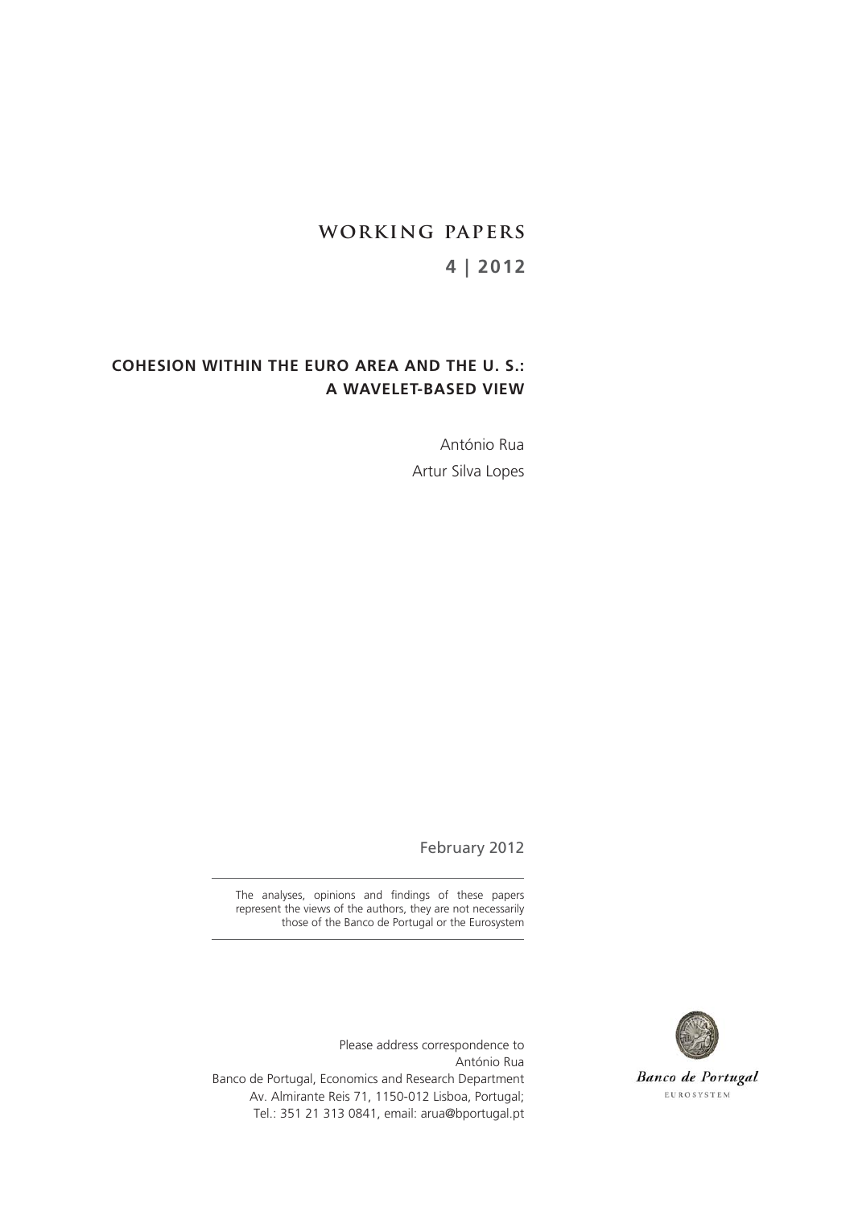**WORKING PAPERS**

**4 | 2012**

# COHESION WITHIN THE EURO AREA AND THE U. S.: A WAVELET-BASED VIEW

António Rua

Artur Silva Lopes

February 2012

The analyses, opinions and findings of these papers represent the views of the authors, they are not necessarily those of the Banco de Portugal or the Eurosystem

Please address correspondence to
António Rua
Banco de Portugal, Economics and Research Department
Av. Almirante Reis 71, 1150-012 Lisboa, Portugal;
Tel.: 351 21 313 0841, email: arua@bportugal.pt

Banco de Portugal
EUROSYSTEM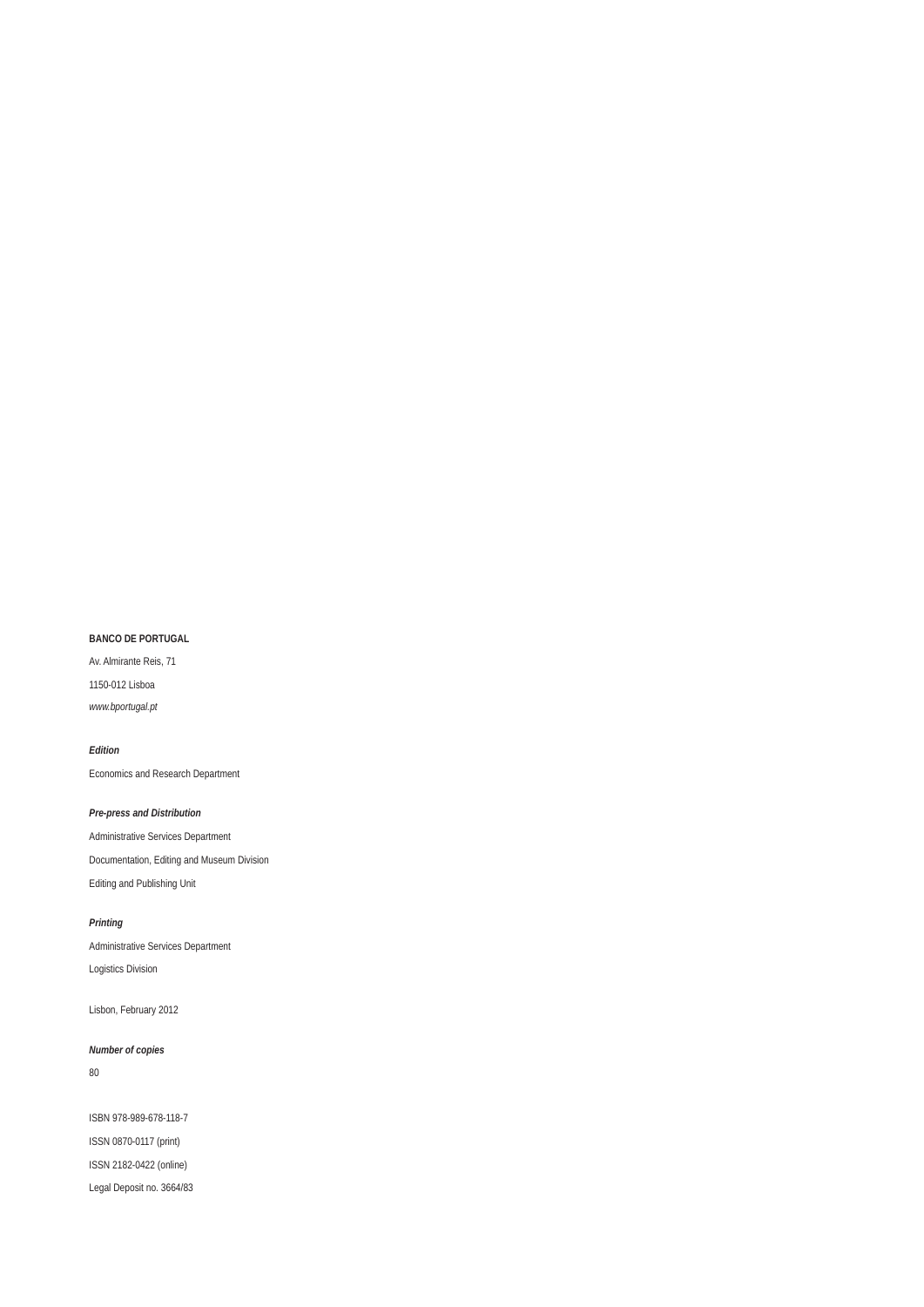**BANCO DE PORTUGAL**

Av. Almirante Reis, 71

1150-012 Lisboa

*www.bportugal.pt*

***Edition***

Economics and Research Department

***Pre-press and Distribution***

Administrative Services Department

Documentation, Editing and Museum Division

Editing and Publishing Unit

***Printing***

Administrative Services Department

Logistics Division

Lisbon, February 2012

***Number of copies***

80

ISBN 978-989-678-118-7

ISSN 0870-0117 (print)

ISSN 2182-0422 (online)

Legal Deposit no. 3664/83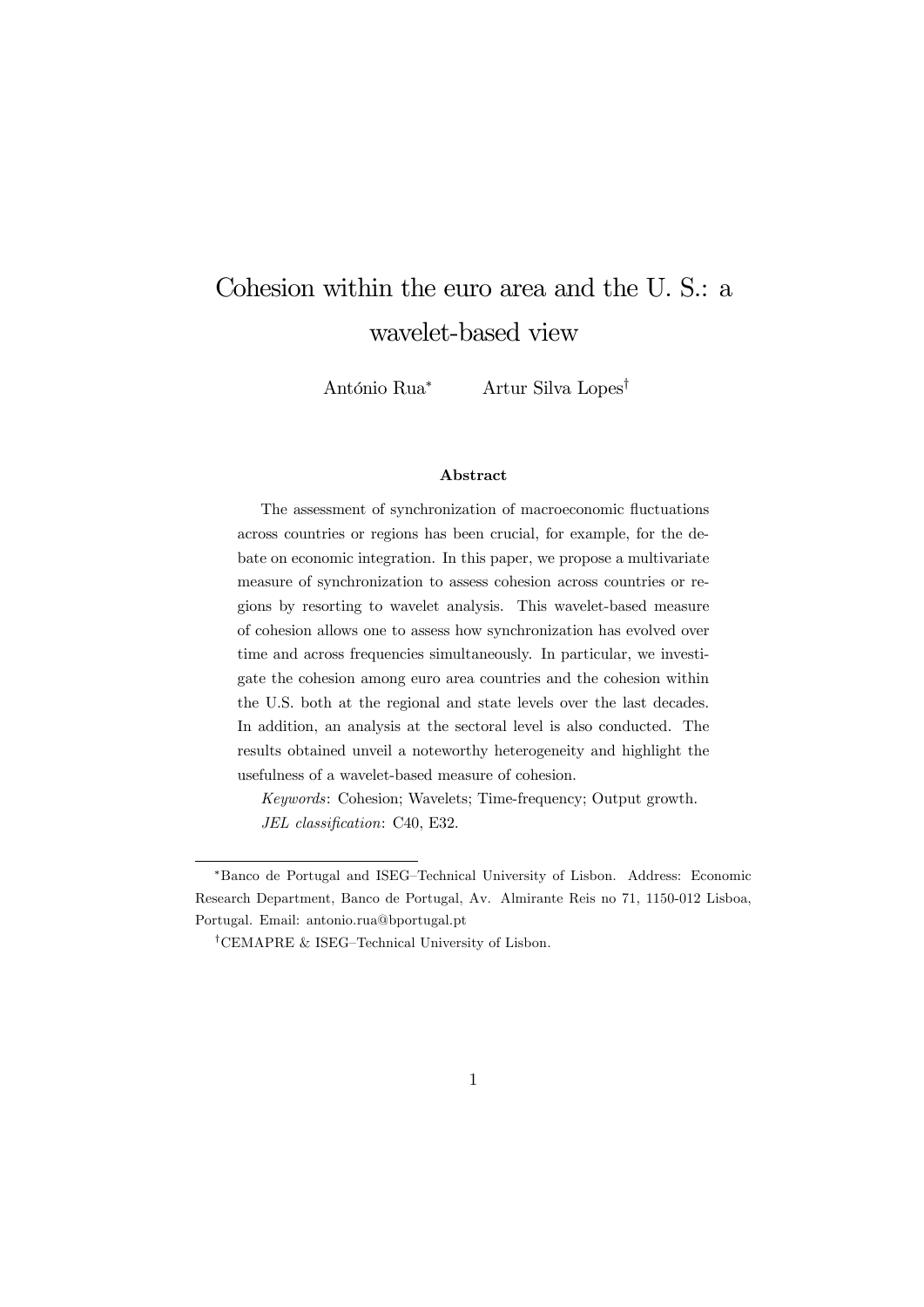# Cohesion within the euro area and the U. S.: a wavelet-based view

António Rua[*] Artur Silva Lopes[†]

### Abstract

The assessment of synchronization of macroeconomic fluctuations across countries or regions has been crucial, for example, for the debate on economic integration. In this paper, we propose a multivariate measure of synchronization to assess cohesion across countries or regions by resorting to wavelet analysis. This wavelet-based measure of cohesion allows one to assess how synchronization has evolved over time and across frequencies simultaneously. In particular, we investigate the cohesion among euro area countries and the cohesion within the U.S. both at the regional and state levels over the last decades. In addition, an analysis at the sectoral level is also conducted. The results obtained unveil a noteworthy heterogeneity and highlight the usefulness of a wavelet-based measure of cohesion.

*Keywords*: Cohesion; Wavelets; Time-frequency; Output growth.

*JEL classification*: C40, E32.

---

[*] Banco de Portugal and ISEG–Technical University of Lisbon. Address: Economic Research Department, Banco de Portugal, Av. Almirante Reis no 71, 1150-012 Lisboa, Portugal. Email: antonio.rua@bportugal.pt

[†] CEMAPRE & ISEG–Technical University of Lisbon.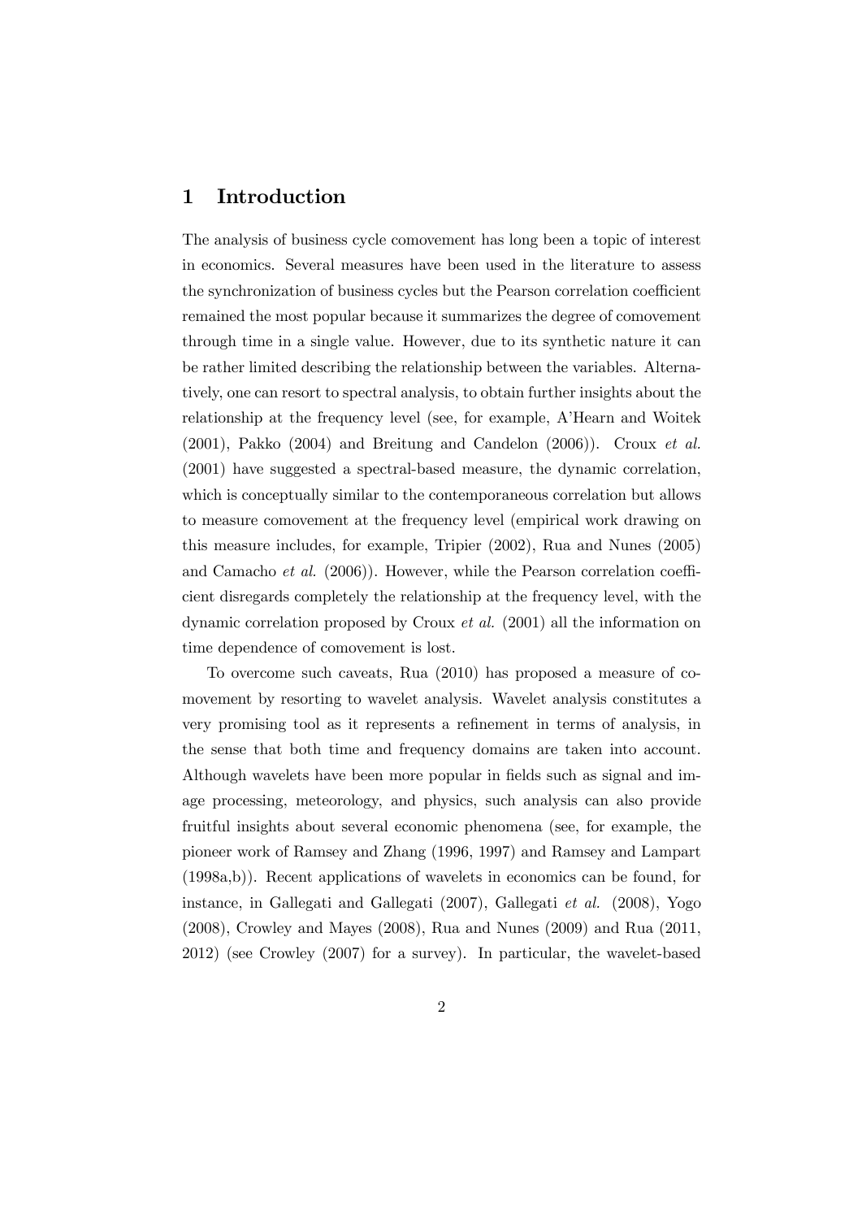# 1 Introduction

The analysis of business cycle comovement has long been a topic of interest in economics. Several measures have been used in the literature to assess the synchronization of business cycles but the Pearson correlation coefficient remained the most popular because it summarizes the degree of comovement through time in a single value. However, due to its synthetic nature it can be rather limited describing the relationship between the variables. Alternatively, one can resort to spectral analysis, to obtain further insights about the relationship at the frequency level (see, for example, A'Hearn and Woitek (2001), Pakko (2004) and Breitung and Candelon (2006)). Croux *et al.* (2001) have suggested a spectral-based measure, the dynamic correlation, which is conceptually similar to the contemporaneous correlation but allows to measure comovement at the frequency level (empirical work drawing on this measure includes, for example, Tripier (2002), Rua and Nunes (2005) and Camacho *et al.* (2006)). However, while the Pearson correlation coefficient disregards completely the relationship at the frequency level, with the dynamic correlation proposed by Croux *et al.* (2001) all the information on time dependence of comovement is lost.

To overcome such caveats, Rua (2010) has proposed a measure of comovement by resorting to wavelet analysis. Wavelet analysis constitutes a very promising tool as it represents a refinement in terms of analysis, in the sense that both time and frequency domains are taken into account. Although wavelets have been more popular in fields such as signal and image processing, meteorology, and physics, such analysis can also provide fruitful insights about several economic phenomena (see, for example, the pioneer work of Ramsey and Zhang (1996, 1997) and Ramsey and Lampart (1998a,b)). Recent applications of wavelets in economics can be found, for instance, in Gallegati and Gallegati (2007), Gallegati *et al.* (2008), Yogo (2008), Crowley and Mayes (2008), Rua and Nunes (2009) and Rua (2011, 2012) (see Crowley (2007) for a survey). In particular, the wavelet-based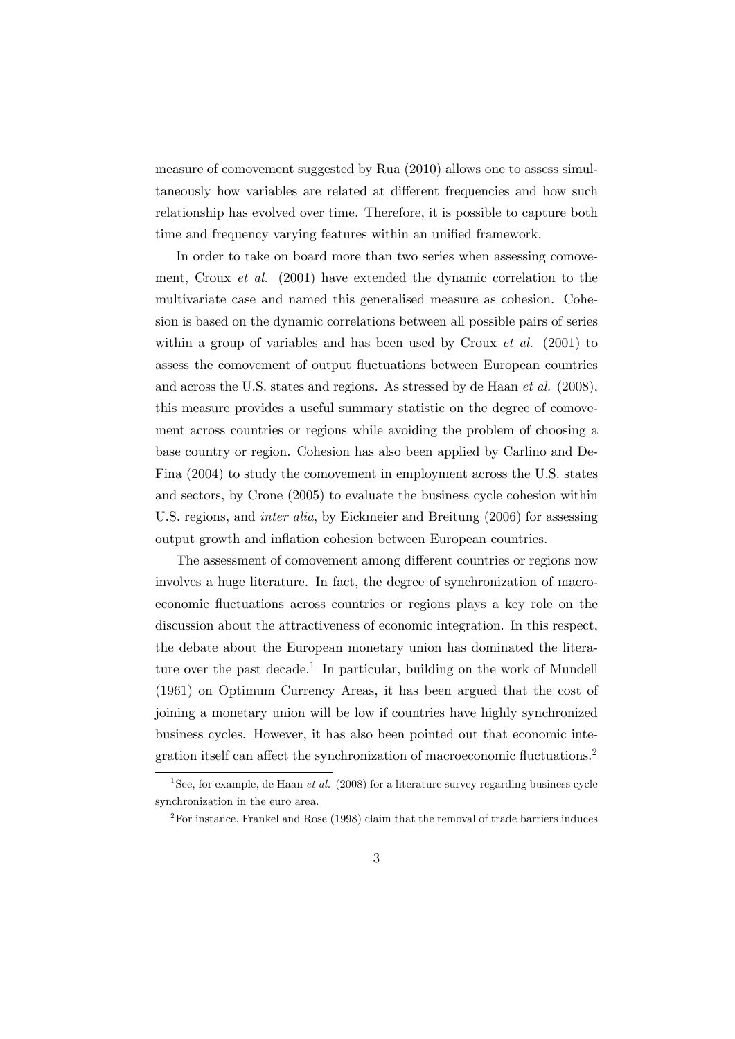measure of comovement suggested by Rua (2010) allows one to assess simultaneously how variables are related at different frequencies and how such relationship has evolved over time. Therefore, it is possible to capture both time and frequency varying features within an unified framework.

In order to take on board more than two series when assessing comovement, Croux *et al.* (2001) have extended the dynamic correlation to the multivariate case and named this generalised measure as cohesion. Cohesion is based on the dynamic correlations between all possible pairs of series within a group of variables and has been used by Croux *et al.* (2001) to assess the comovement of output fluctuations between European countries and across the U.S. states and regions. As stressed by de Haan *et al.* (2008), this measure provides a useful summary statistic on the degree of comovement across countries or regions while avoiding the problem of choosing a base country or region. Cohesion has also been applied by Carlino and DeFina (2004) to study the comovement in employment across the U.S. states and sectors, by Crone (2005) to evaluate the business cycle cohesion within U.S. regions, and *inter alia*, by Eickmeier and Breitung (2006) for assessing output growth and inflation cohesion between European countries.

The assessment of comovement among different countries or regions now involves a huge literature. In fact, the degree of synchronization of macroeconomic fluctuations across countries or regions plays a key role on the discussion about the attractiveness of economic integration. In this respect, the debate about the European monetary union has dominated the literature over the past decade.[1] In particular, building on the work of Mundell (1961) on Optimum Currency Areas, it has been argued that the cost of joining a monetary union will be low if countries have highly synchronized business cycles. However, it has also been pointed out that economic integration itself can affect the synchronization of macroeconomic fluctuations.[2]

[1] See, for example, de Haan *et al.* (2008) for a literature survey regarding business cycle synchronization in the euro area.

[2] For instance, Frankel and Rose (1998) claim that the removal of trade barriers induces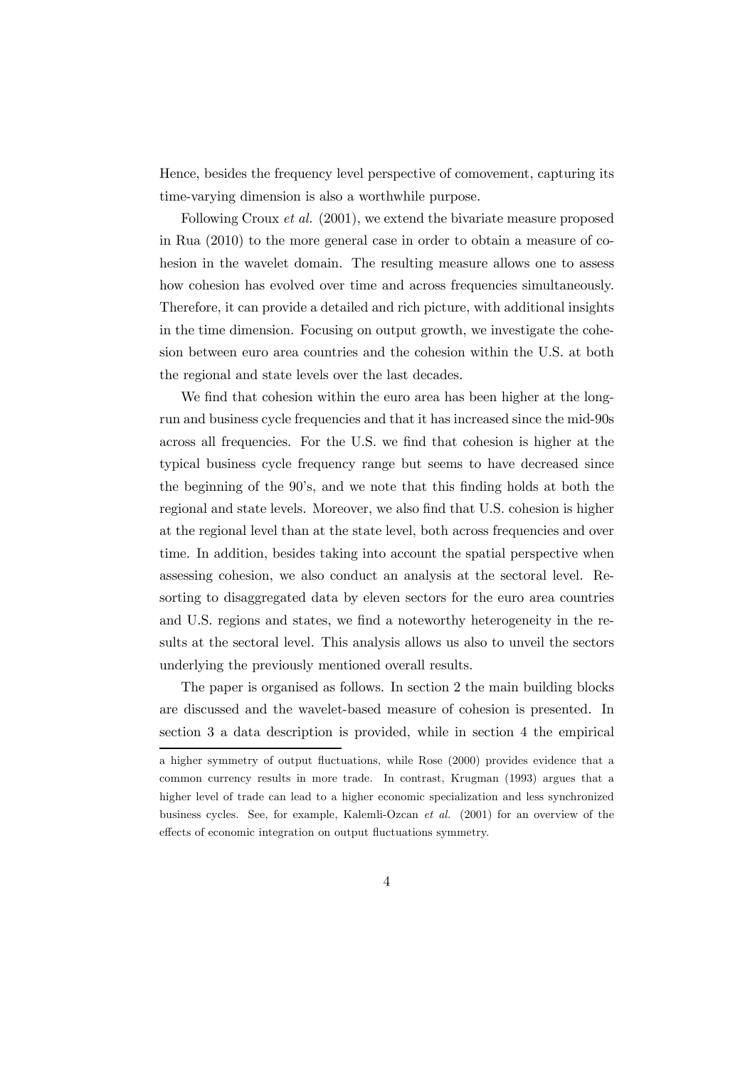Hence, besides the frequency level perspective of comovement, capturing its time-varying dimension is also a worthwhile purpose.

Following Croux *et al.* (2001), we extend the bivariate measure proposed in Rua (2010) to the more general case in order to obtain a measure of cohesion in the wavelet domain. The resulting measure allows one to assess how cohesion has evolved over time and across frequencies simultaneously. Therefore, it can provide a detailed and rich picture, with additional insights in the time dimension. Focusing on output growth, we investigate the cohesion between euro area countries and the cohesion within the U.S. at both the regional and state levels over the last decades.

We find that cohesion within the euro area has been higher at the long-run and business cycle frequencies and that it has increased since the mid-90s across all frequencies. For the U.S. we find that cohesion is higher at the typical business cycle frequency range but seems to have decreased since the beginning of the 90's, and we note that this finding holds at both the regional and state levels. Moreover, we also find that U.S. cohesion is higher at the regional level than at the state level, both across frequencies and over time. In addition, besides taking into account the spatial perspective when assessing cohesion, we also conduct an analysis at the sectoral level. Resorting to disaggregated data by eleven sectors for the euro area countries and U.S. regions and states, we find a noteworthy heterogeneity in the results at the sectoral level. This analysis allows us also to unveil the sectors underlying the previously mentioned overall results.

The paper is organised as follows. In section 2 the main building blocks are discussed and the wavelet-based measure of cohesion is presented. In section 3 a data description is provided, while in section 4 the empirical

a higher symmetry of output fluctuations, while Rose (2000) provides evidence that a common currency results in more trade. In contrast, Krugman (1993) argues that a higher level of trade can lead to a higher economic specialization and less synchronized business cycles. See, for example, Kalemli-Ozcan *et al.* (2001) for an overview of the effects of economic integration on output fluctuations symmetry.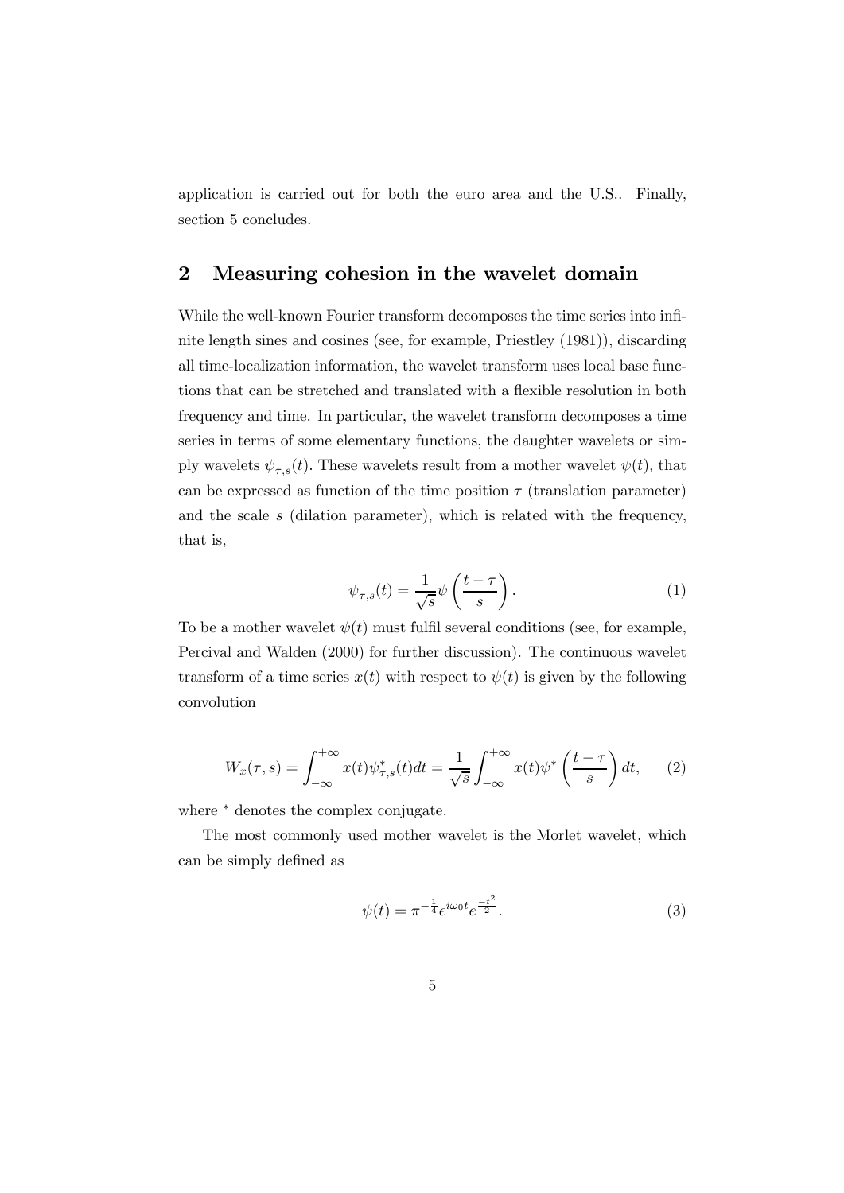application is carried out for both the euro area and the U.S.. Finally, section 5 concludes.

## 2 Measuring cohesion in the wavelet domain

While the well-known Fourier transform decomposes the time series into infinite length sines and cosines (see, for example, Priestley (1981)), discarding all time-localization information, the wavelet transform uses local base functions that can be stretched and translated with a flexible resolution in both frequency and time. In particular, the wavelet transform decomposes a time series in terms of some elementary functions, the daughter wavelets or simply wavelets $\psi_{\tau,s}(t)$. These wavelets result from a mother wavelet $\psi(t)$, that can be expressed as function of the time position $\tau$ (translation parameter) and the scale $s$ (dilation parameter), which is related with the frequency, that is,

$$\psi_{\tau,s}(t) = \frac{1}{\sqrt{s}} \psi \left( \frac{t-\tau}{s} \right). \tag{1}$$

To be a mother wavelet $\psi(t)$ must fulfil several conditions (see, for example, Percival and Walden (2000) for further discussion). The continuous wavelet transform of a time series $x(t)$ with respect to $\psi(t)$ is given by the following convolution

$$W_x(\tau, s) = \int_{-\infty}^{+\infty} x(t) \psi_{\tau,s}^*(t) dt = \frac{1}{\sqrt{s}} \int_{-\infty}^{+\infty} x(t) \psi^* \left( \frac{t-\tau}{s} \right) dt, \tag{2}$$

where $^*$ denotes the complex conjugate.

The most commonly used mother wavelet is the Morlet wavelet, which can be simply defined as

$$\psi(t) = \pi^{-\frac{1}{4}} e^{i\omega_0 t} e^{\frac{-t^2}{2}}. \tag{3}$$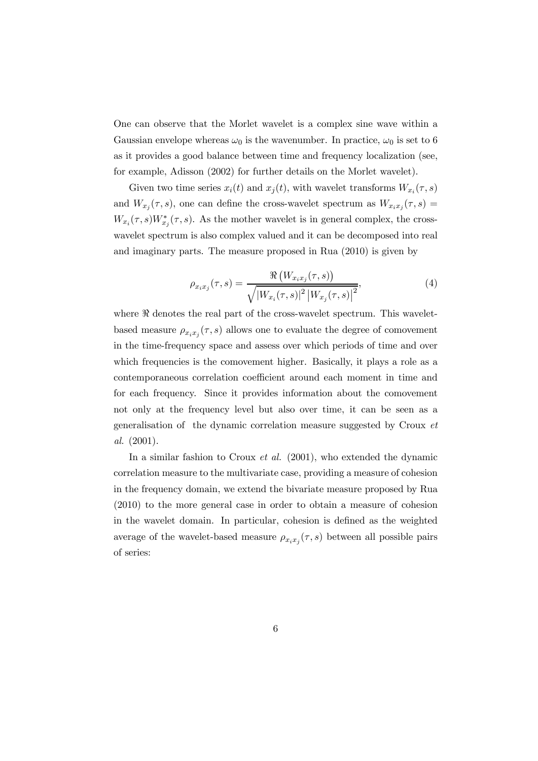One can observe that the Morlet wavelet is a complex sine wave within a Gaussian envelope whereas $\omega_0$ is the wavenumber. In practice, $\omega_0$ is set to 6 as it provides a good balance between time and frequency localization (see, for example, Adisson (2002) for further details on the Morlet wavelet).

Given two time series $x_i(t)$ and $x_j(t)$, with wavelet transforms $W_{x_i}(\tau, s)$ and $W_{x_j}(\tau, s)$, one can define the cross-wavelet spectrum as $W_{x_i x_j}(\tau, s) = W_{x_i}(\tau, s) W^*_{x_j}(\tau, s)$. As the mother wavelet is in general complex, the cross-wavelet spectrum is also complex valued and it can be decomposed into real and imaginary parts. The measure proposed in Rua (2010) is given by

$$\rho_{x_i x_j}(\tau, s) = \frac{\Re\left(W_{x_i x_j}(\tau, s)\right)}{\sqrt{\left|W_{x_i}(\tau, s)\right|^2 \left|W_{x_j}(\tau, s)\right|^2}}, \tag{4}$$

where $\Re$ denotes the real part of the cross-wavelet spectrum. This wavelet-based measure $\rho_{x_i x_j}(\tau, s)$ allows one to evaluate the degree of comovement in the time-frequency space and assess over which periods of time and over which frequencies is the comovement higher. Basically, it plays a role as a contemporaneous correlation coefficient around each moment in time and for each frequency. Since it provides information about the comovement not only at the frequency level but also over time, it can be seen as a generalisation of the dynamic correlation measure suggested by Croux *et al.* (2001).

In a similar fashion to Croux *et al.* (2001), who extended the dynamic correlation measure to the multivariate case, providing a measure of cohesion in the frequency domain, we extend the bivariate measure proposed by Rua (2010) to the more general case in order to obtain a measure of cohesion in the wavelet domain. In particular, cohesion is defined as the weighted average of the wavelet-based measure $\rho_{x_i x_j}(\tau, s)$ between all possible pairs of series: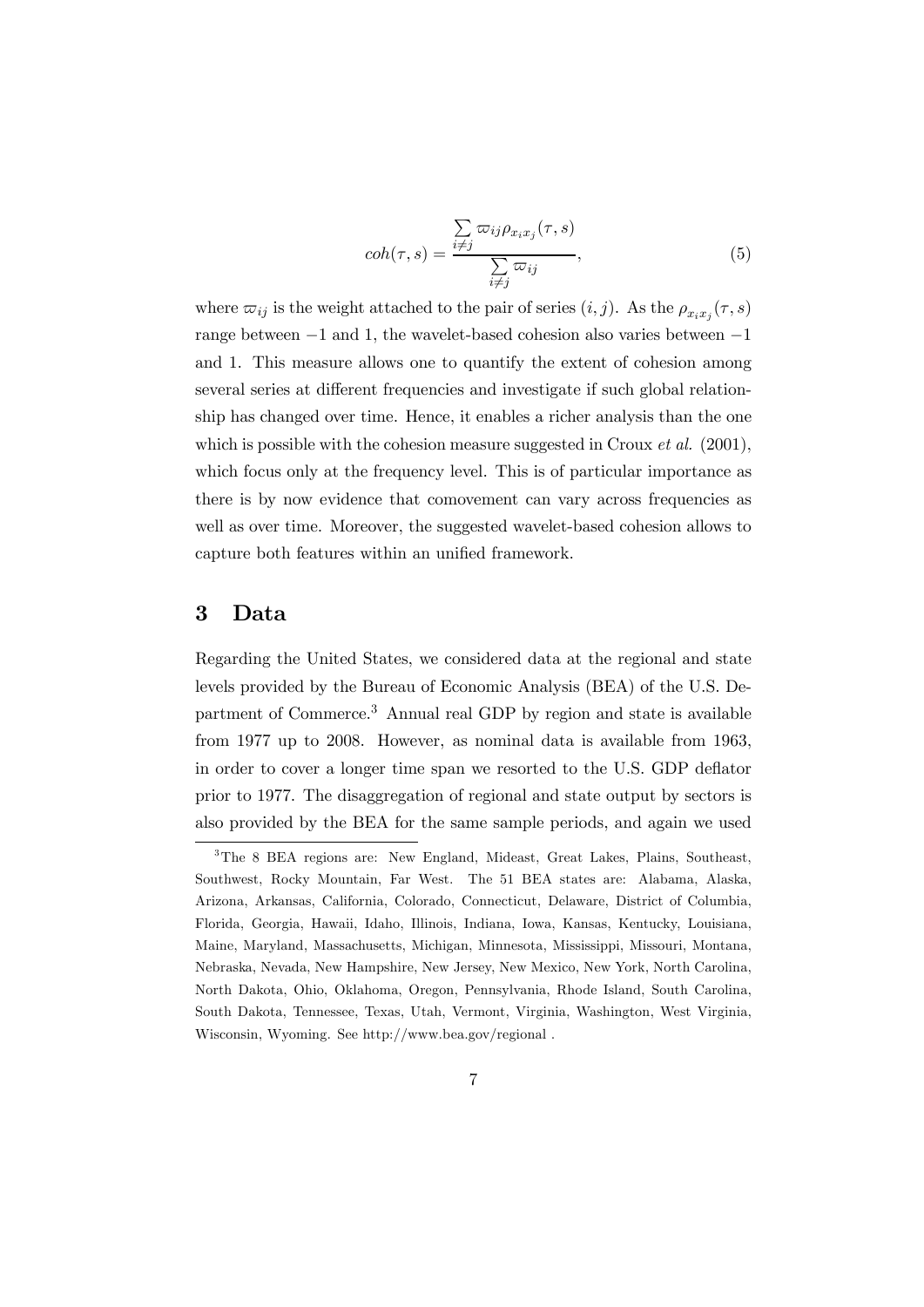$$coh(\tau, s) = \frac{\sum_{i \neq j} \varpi_{ij} \rho_{x_i x_j}(\tau, s)}{\sum_{i \neq j} \varpi_{ij}}, \tag{5}$$

where $\varpi_{ij}$ is the weight attached to the pair of series $(i, j)$. As the $\rho_{x_i x_j}(\tau, s)$ range between $-1$ and 1, the wavelet-based cohesion also varies between $-1$ and 1. This measure allows one to quantify the extent of cohesion among several series at different frequencies and investigate if such global relationship has changed over time. Hence, it enables a richer analysis than the one which is possible with the cohesion measure suggested in Croux *et al.* (2001), which focus only at the frequency level. This is of particular importance as there is by now evidence that comovement can vary across frequencies as well as over time. Moreover, the suggested wavelet-based cohesion allows to capture both features within an unified framework.

# 3 Data

Regarding the United States, we considered data at the regional and state levels provided by the Bureau of Economic Analysis (BEA) of the U.S. Department of Commerce.[3] Annual real GDP by region and state is available from 1977 up to 2008. However, as nominal data is available from 1963, in order to cover a longer time span we resorted to the U.S. GDP deflator prior to 1977. The disaggregation of regional and state output by sectors is also provided by the BEA for the same sample periods, and again we used

[3] The 8 BEA regions are: New England, Mideast, Great Lakes, Plains, Southeast, Southwest, Rocky Mountain, Far West. The 51 BEA states are: Alabama, Alaska, Arizona, Arkansas, California, Colorado, Connecticut, Delaware, District of Columbia, Florida, Georgia, Hawaii, Idaho, Illinois, Indiana, Iowa, Kansas, Kentucky, Louisiana, Maine, Maryland, Massachusetts, Michigan, Minnesota, Mississippi, Missouri, Montana, Nebraska, Nevada, New Hampshire, New Jersey, New Mexico, New York, North Carolina, North Dakota, Ohio, Oklahoma, Oregon, Pennsylvania, Rhode Island, South Carolina, South Dakota, Tennessee, Texas, Utah, Vermont, Virginia, Washington, West Virginia, Wisconsin, Wyoming. See http://www.bea.gov/regional .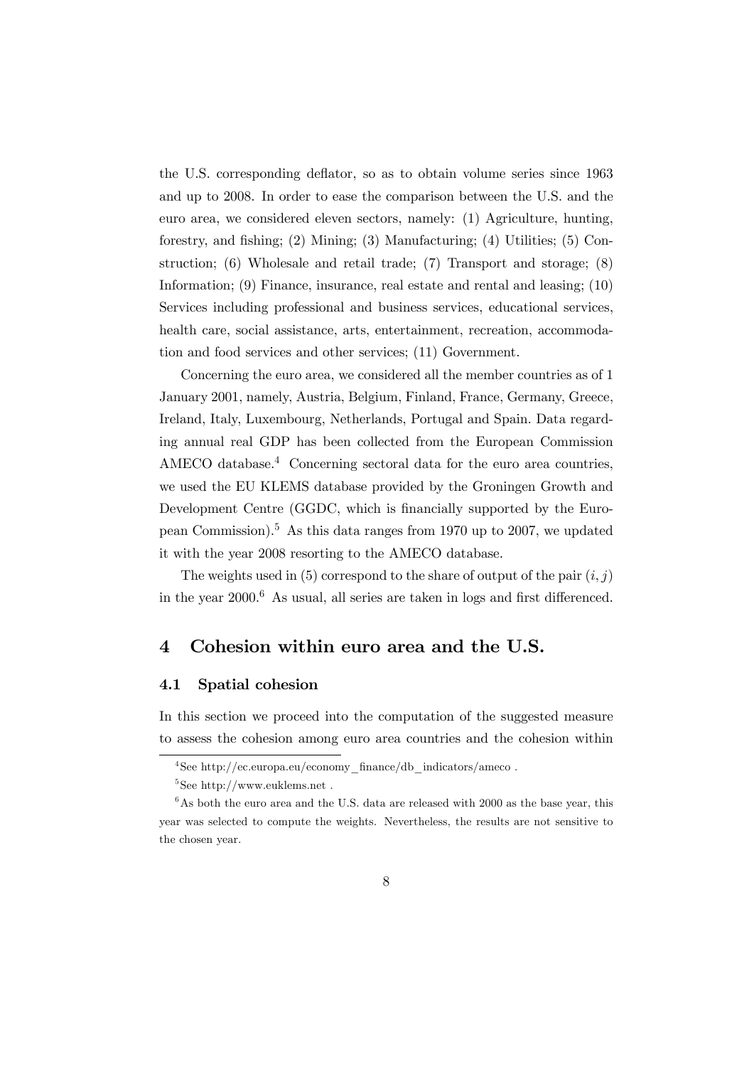the U.S. corresponding deflator, so as to obtain volume series since 1963 and up to 2008. In order to ease the comparison between the U.S. and the euro area, we considered eleven sectors, namely: (1) Agriculture, hunting, forestry, and fishing; (2) Mining; (3) Manufacturing; (4) Utilities; (5) Construction; (6) Wholesale and retail trade; (7) Transport and storage; (8) Information; (9) Finance, insurance, real estate and rental and leasing; (10) Services including professional and business services, educational services, health care, social assistance, arts, entertainment, recreation, accommodation and food services and other services; (11) Government.

Concerning the euro area, we considered all the member countries as of 1 January 2001, namely, Austria, Belgium, Finland, France, Germany, Greece, Ireland, Italy, Luxembourg, Netherlands, Portugal and Spain. Data regarding annual real GDP has been collected from the European Commission AMECO database.[4] Concerning sectoral data for the euro area countries, we used the EU KLEMS database provided by the Groningen Growth and Development Centre (GGDC, which is financially supported by the European Commission).[5] As this data ranges from 1970 up to 2007, we updated it with the year 2008 resorting to the AMECO database.

The weights used in (5) correspond to the share of output of the pair $(i, j)$ in the year 2000.[6] As usual, all series are taken in logs and first differenced.

# 4 Cohesion within euro area and the U.S.

## 4.1 Spatial cohesion

In this section we proceed into the computation of the suggested measure to assess the cohesion among euro area countries and the cohesion within

[4] See http://ec.europa.eu/economy_finance/db_indicators/ameco .

[5] See http://www.euklems.net .

[6] As both the euro area and the U.S. data are released with 2000 as the base year, this year was selected to compute the weights. Nevertheless, the results are not sensitive to the chosen year.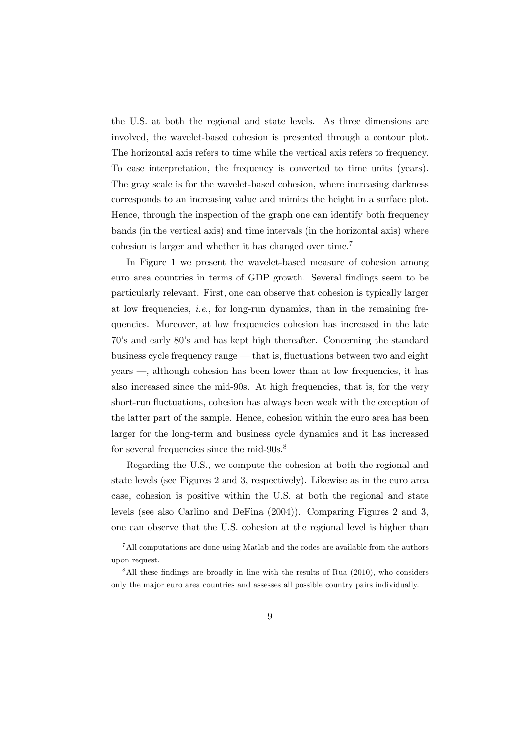the U.S. at both the regional and state levels. As three dimensions are involved, the wavelet-based cohesion is presented through a contour plot. The horizontal axis refers to time while the vertical axis refers to frequency. To ease interpretation, the frequency is converted to time units (years). The gray scale is for the wavelet-based cohesion, where increasing darkness corresponds to an increasing value and mimics the height in a surface plot. Hence, through the inspection of the graph one can identify both frequency bands (in the vertical axis) and time intervals (in the horizontal axis) where cohesion is larger and whether it has changed over time.[7]

In Figure 1 we present the wavelet-based measure of cohesion among euro area countries in terms of GDP growth. Several findings seem to be particularly relevant. First, one can observe that cohesion is typically larger at low frequencies, *i.e.*, for long-run dynamics, than in the remaining frequencies. Moreover, at low frequencies cohesion has increased in the late 70's and early 80's and has kept high thereafter. Concerning the standard business cycle frequency range — that is, fluctuations between two and eight years —, although cohesion has been lower than at low frequencies, it has also increased since the mid-90s. At high frequencies, that is, for the very short-run fluctuations, cohesion has always been weak with the exception of the latter part of the sample. Hence, cohesion within the euro area has been larger for the long-term and business cycle dynamics and it has increased for several frequencies since the mid-90s.[8]

Regarding the U.S., we compute the cohesion at both the regional and state levels (see Figures 2 and 3, respectively). Likewise as in the euro area case, cohesion is positive within the U.S. at both the regional and state levels (see also Carlino and DeFina (2004)). Comparing Figures 2 and 3, one can observe that the U.S. cohesion at the regional level is higher than

[7] All computations are done using Matlab and the codes are available from the authors upon request.

[8] All these findings are broadly in line with the results of Rua (2010), who considers only the major euro area countries and assesses all possible country pairs individually.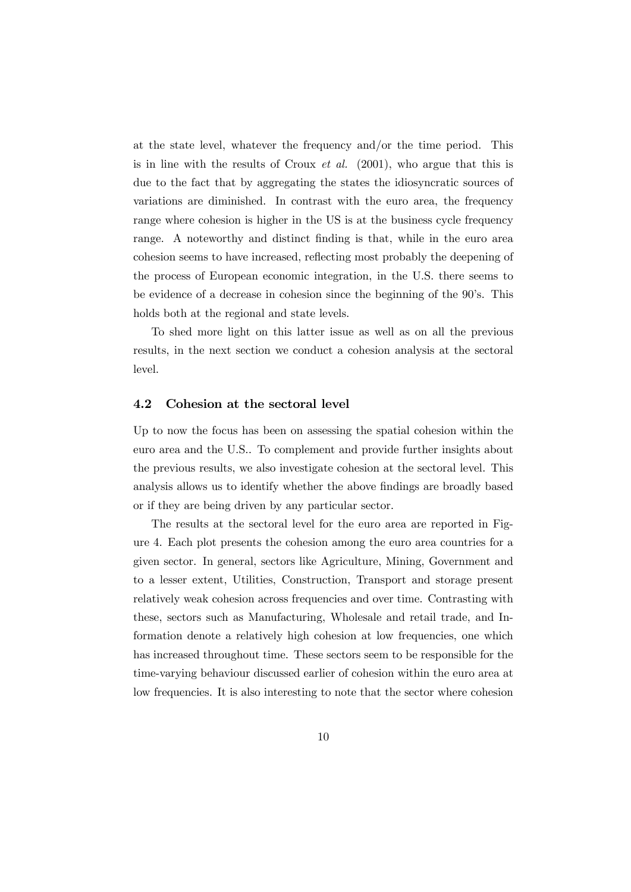at the state level, whatever the frequency and/or the time period. This is in line with the results of Croux *et al.* (2001), who argue that this is due to the fact that by aggregating the states the idiosyncratic sources of variations are diminished. In contrast with the euro area, the frequency range where cohesion is higher in the US is at the business cycle frequency range. A noteworthy and distinct finding is that, while in the euro area cohesion seems to have increased, reflecting most probably the deepening of the process of European economic integration, in the U.S. there seems to be evidence of a decrease in cohesion since the beginning of the 90's. This holds both at the regional and state levels.

To shed more light on this latter issue as well as on all the previous results, in the next section we conduct a cohesion analysis at the sectoral level.

### 4.2 Cohesion at the sectoral level

Up to now the focus has been on assessing the spatial cohesion within the euro area and the U.S.. To complement and provide further insights about the previous results, we also investigate cohesion at the sectoral level. This analysis allows us to identify whether the above findings are broadly based or if they are being driven by any particular sector.

The results at the sectoral level for the euro area are reported in Figure 4. Each plot presents the cohesion among the euro area countries for a given sector. In general, sectors like Agriculture, Mining, Government and to a lesser extent, Utilities, Construction, Transport and storage present relatively weak cohesion across frequencies and over time. Contrasting with these, sectors such as Manufacturing, Wholesale and retail trade, and Information denote a relatively high cohesion at low frequencies, one which has increased throughout time. These sectors seem to be responsible for the time-varying behaviour discussed earlier of cohesion within the euro area at low frequencies. It is also interesting to note that the sector where cohesion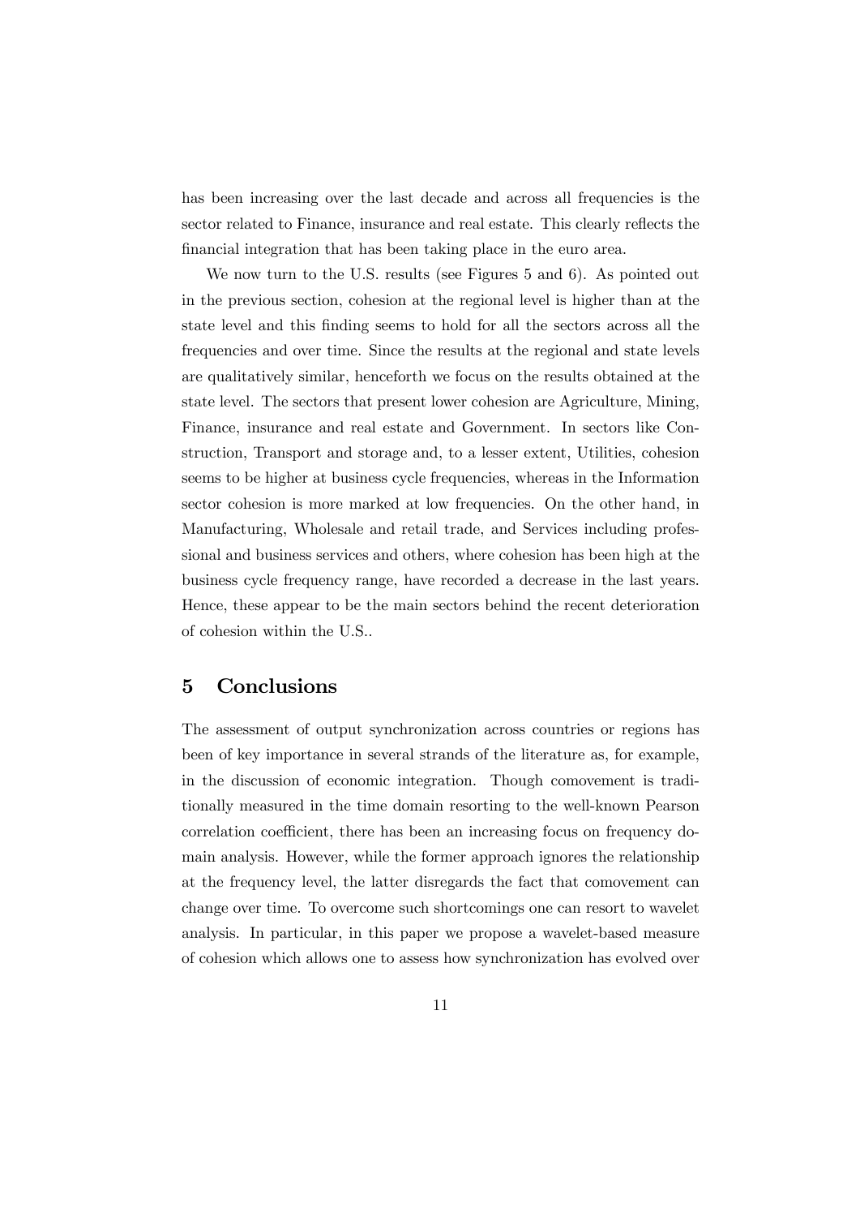has been increasing over the last decade and across all frequencies is the sector related to Finance, insurance and real estate. This clearly reflects the financial integration that has been taking place in the euro area.

We now turn to the U.S. results (see Figures 5 and 6). As pointed out in the previous section, cohesion at the regional level is higher than at the state level and this finding seems to hold for all the sectors across all the frequencies and over time. Since the results at the regional and state levels are qualitatively similar, henceforth we focus on the results obtained at the state level. The sectors that present lower cohesion are Agriculture, Mining, Finance, insurance and real estate and Government. In sectors like Construction, Transport and storage and, to a lesser extent, Utilities, cohesion seems to be higher at business cycle frequencies, whereas in the Information sector cohesion is more marked at low frequencies. On the other hand, in Manufacturing, Wholesale and retail trade, and Services including professional and business services and others, where cohesion has been high at the business cycle frequency range, have recorded a decrease in the last years. Hence, these appear to be the main sectors behind the recent deterioration of cohesion within the U.S..

## 5 Conclusions

The assessment of output synchronization across countries or regions has been of key importance in several strands of the literature as, for example, in the discussion of economic integration. Though comovement is traditionally measured in the time domain resorting to the well-known Pearson correlation coefficient, there has been an increasing focus on frequency domain analysis. However, while the former approach ignores the relationship at the frequency level, the latter disregards the fact that comovement can change over time. To overcome such shortcomings one can resort to wavelet analysis. In particular, in this paper we propose a wavelet-based measure of cohesion which allows one to assess how synchronization has evolved over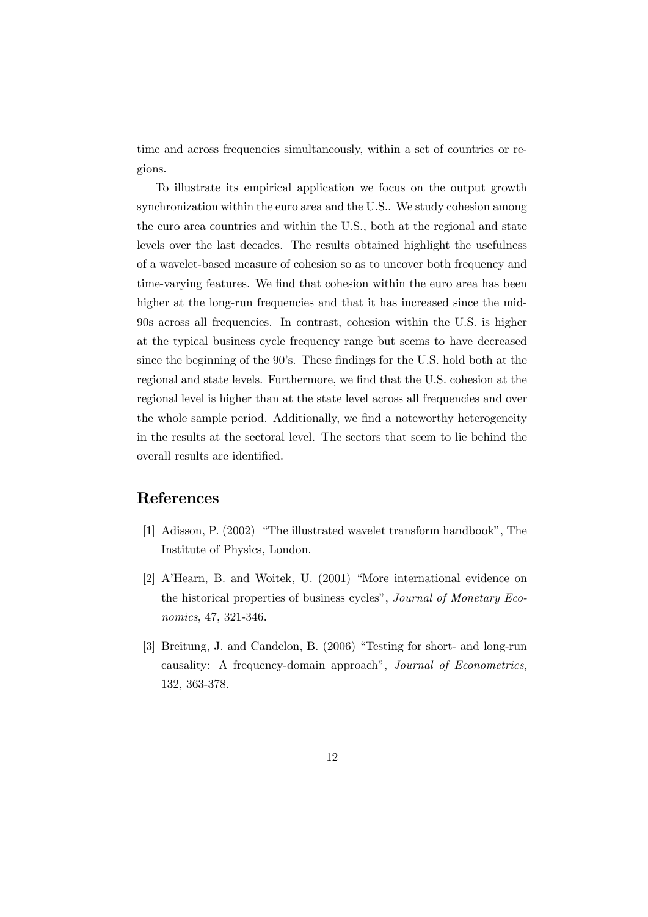time and across frequencies simultaneously, within a set of countries or regions.

To illustrate its empirical application we focus on the output growth synchronization within the euro area and the U.S.. We study cohesion among the euro area countries and within the U.S., both at the regional and state levels over the last decades. The results obtained highlight the usefulness of a wavelet-based measure of cohesion so as to uncover both frequency and time-varying features. We find that cohesion within the euro area has been higher at the long-run frequencies and that it has increased since the mid-90s across all frequencies. In contrast, cohesion within the U.S. is higher at the typical business cycle frequency range but seems to have decreased since the beginning of the 90's. These findings for the U.S. hold both at the regional and state levels. Furthermore, we find that the U.S. cohesion at the regional level is higher than at the state level across all frequencies and over the whole sample period. Additionally, we find a noteworthy heterogeneity in the results at the sectoral level. The sectors that seem to lie behind the overall results are identified.

## References

[1] Adisson, P. (2002) "The illustrated wavelet transform handbook", The Institute of Physics, London.

[2] A'Hearn, B. and Woitek, U. (2001) "More international evidence on the historical properties of business cycles", *Journal of Monetary Economics*, 47, 321-346.

[3] Breitung, J. and Candelon, B. (2006) "Testing for short- and long-run causality: A frequency-domain approach", *Journal of Econometrics*, 132, 363-378.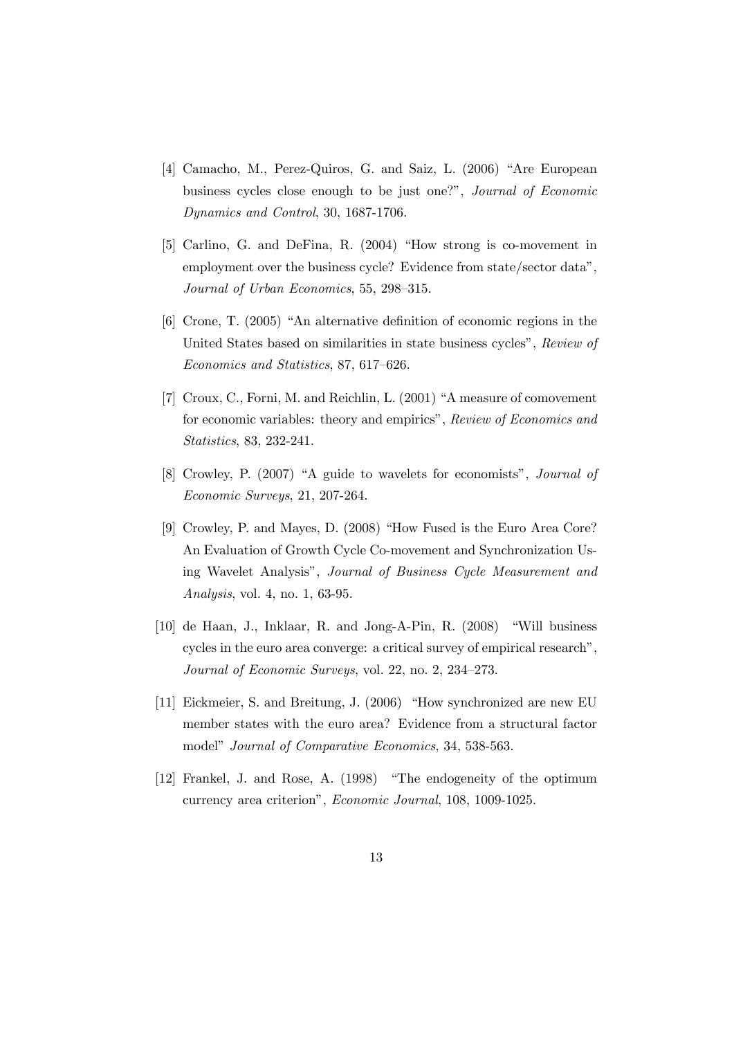[4] Camacho, M., Perez-Quiros, G. and Saiz, L. (2006) "Are European business cycles close enough to be just one?", *Journal of Economic Dynamics and Control*, 30, 1687-1706.

[5] Carlino, G. and DeFina, R. (2004) "How strong is co-movement in employment over the business cycle? Evidence from state/sector data", *Journal of Urban Economics*, 55, 298–315.

[6] Crone, T. (2005) "An alternative definition of economic regions in the United States based on similarities in state business cycles", *Review of Economics and Statistics*, 87, 617–626.

[7] Croux, C., Forni, M. and Reichlin, L. (2001) "A measure of comovement for economic variables: theory and empirics", *Review of Economics and Statistics*, 83, 232-241.

[8] Crowley, P. (2007) "A guide to wavelets for economists", *Journal of Economic Surveys*, 21, 207-264.

[9] Crowley, P. and Mayes, D. (2008) "How Fused is the Euro Area Core? An Evaluation of Growth Cycle Co-movement and Synchronization Using Wavelet Analysis", *Journal of Business Cycle Measurement and Analysis*, vol. 4, no. 1, 63-95.

[10] de Haan, J., Inklaar, R. and Jong-A-Pin, R. (2008) "Will business cycles in the euro area converge: a critical survey of empirical research", *Journal of Economic Surveys*, vol. 22, no. 2, 234–273.

[11] Eickmeier, S. and Breitung, J. (2006) "How synchronized are new EU member states with the euro area? Evidence from a structural factor model" *Journal of Comparative Economics*, 34, 538-563.

[12] Frankel, J. and Rose, A. (1998) "The endogeneity of the optimum currency area criterion", *Economic Journal*, 108, 1009-1025.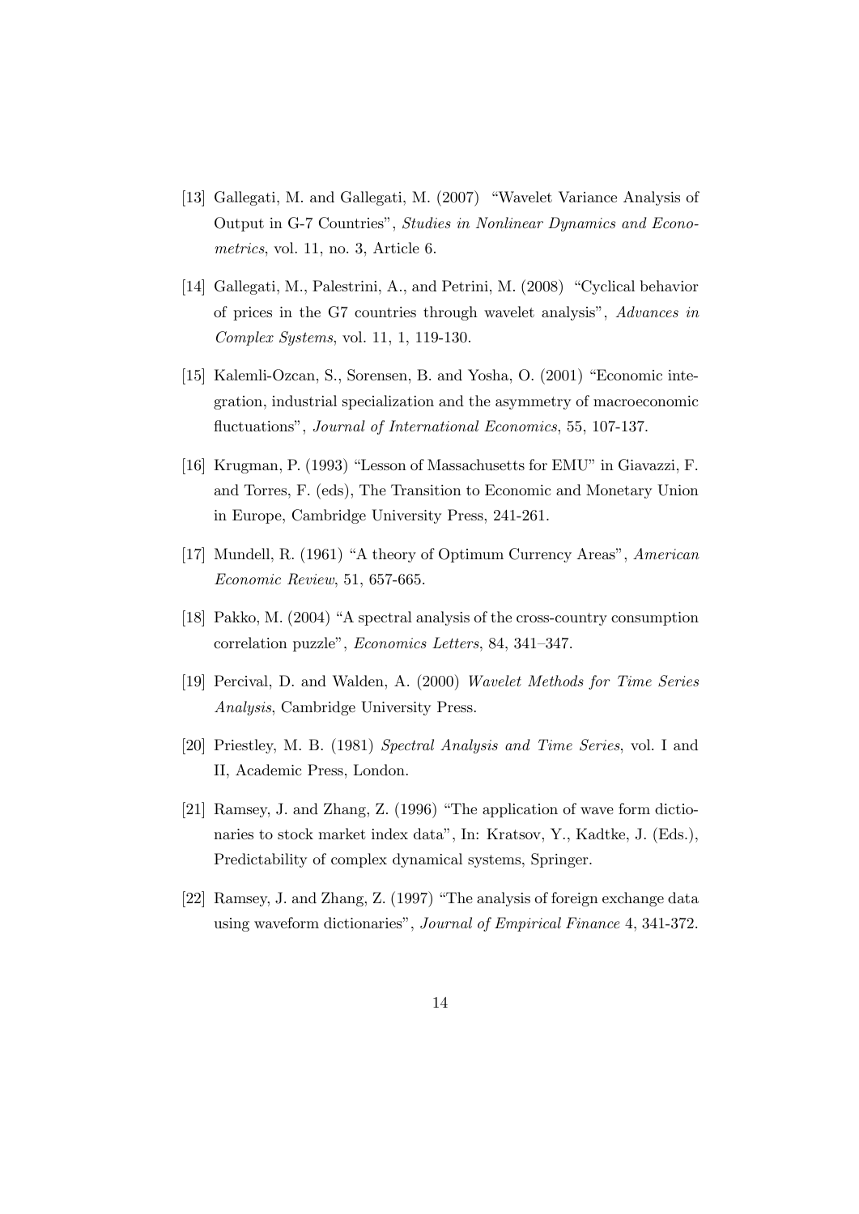[13] Gallegati, M. and Gallegati, M. (2007) "Wavelet Variance Analysis of Output in G-7 Countries", *Studies in Nonlinear Dynamics and Econometrics*, vol. 11, no. 3, Article 6.

[14] Gallegati, M., Palestrini, A., and Petrini, M. (2008) "Cyclical behavior of prices in the G7 countries through wavelet analysis", *Advances in Complex Systems*, vol. 11, 1, 119-130.

[15] Kalemli-Ozcan, S., Sorensen, B. and Yosha, O. (2001) "Economic integration, industrial specialization and the asymmetry of macroeconomic fluctuations", *Journal of International Economics*, 55, 107-137.

[16] Krugman, P. (1993) "Lesson of Massachusetts for EMU" in Giavazzi, F. and Torres, F. (eds), The Transition to Economic and Monetary Union in Europe, Cambridge University Press, 241-261.

[17] Mundell, R. (1961) "A theory of Optimum Currency Areas", *American Economic Review*, 51, 657-665.

[18] Pakko, M. (2004) "A spectral analysis of the cross-country consumption correlation puzzle", *Economics Letters*, 84, 341–347.

[19] Percival, D. and Walden, A. (2000) *Wavelet Methods for Time Series Analysis*, Cambridge University Press.

[20] Priestley, M. B. (1981) *Spectral Analysis and Time Series*, vol. I and II, Academic Press, London.

[21] Ramsey, J. and Zhang, Z. (1996) "The application of wave form dictionaries to stock market index data", In: Kratsov, Y., Kadtke, J. (Eds.), Predictability of complex dynamical systems, Springer.

[22] Ramsey, J. and Zhang, Z. (1997) "The analysis of foreign exchange data using waveform dictionaries", *Journal of Empirical Finance* 4, 341-372.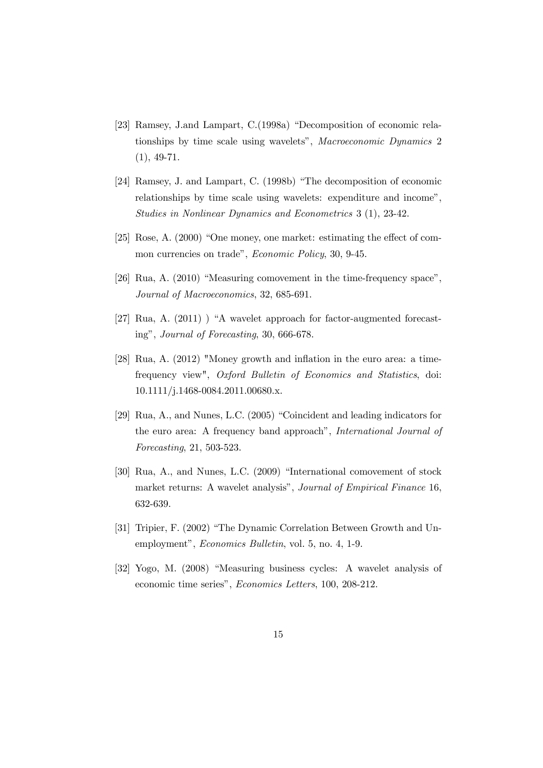[23] Ramsey, J.and Lampart, C.(1998a) “Decomposition of economic relationships by time scale using wavelets”, *Macroeconomic Dynamics* 2 (1), 49-71.

[24] Ramsey, J. and Lampart, C. (1998b) “The decomposition of economic relationships by time scale using wavelets: expenditure and income”, *Studies in Nonlinear Dynamics and Econometrics* 3 (1), 23-42.

[25] Rose, A. (2000) “One money, one market: estimating the effect of common currencies on trade”, *Economic Policy*, 30, 9-45.

[26] Rua, A. (2010) “Measuring comovement in the time-frequency space”, *Journal of Macroeconomics*, 32, 685-691.

[27] Rua, A. (2011) ) “A wavelet approach for factor-augmented forecasting”, *Journal of Forecasting*, 30, 666-678.

[28] Rua, A. (2012) "Money growth and inflation in the euro area: a time-frequency view", *Oxford Bulletin of Economics and Statistics*, doi: 10.1111/j.1468-0084.2011.00680.x.

[29] Rua, A., and Nunes, L.C. (2005) “Coincident and leading indicators for the euro area: A frequency band approach”, *International Journal of Forecasting*, 21, 503-523.

[30] Rua, A., and Nunes, L.C. (2009) “International comovement of stock market returns: A wavelet analysis”, *Journal of Empirical Finance* 16, 632-639.

[31] Tripier, F. (2002) “The Dynamic Correlation Between Growth and Unemployment”, *Economics Bulletin*, vol. 5, no. 4, 1-9.

[32] Yogo, M. (2008) “Measuring business cycles: A wavelet analysis of economic time series”, *Economics Letters*, 100, 208-212.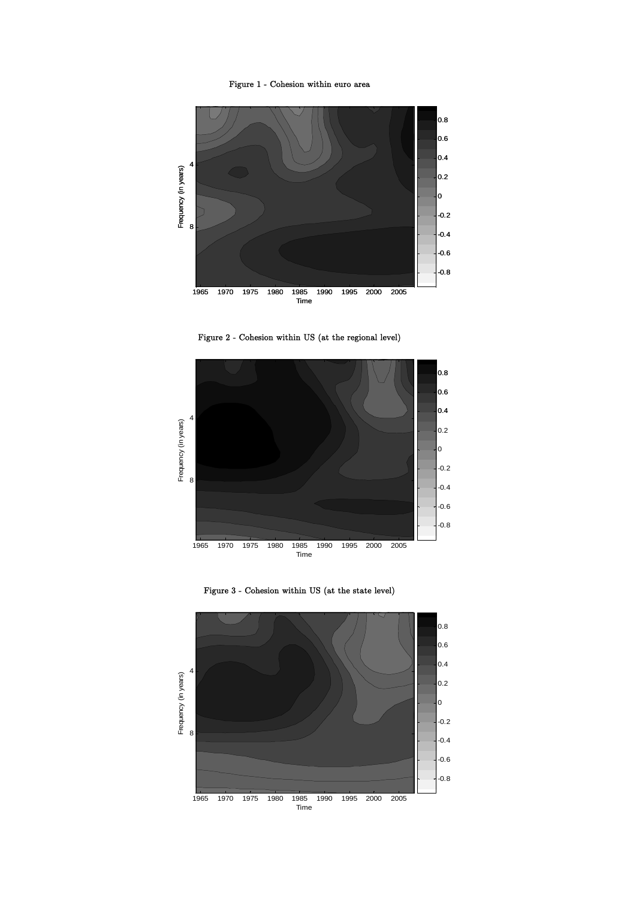Figure 1 - Cohesion within euro area

Figure 2 - Cohesion within US (at the regional level)

Figure 3 - Cohesion within US (at the state level)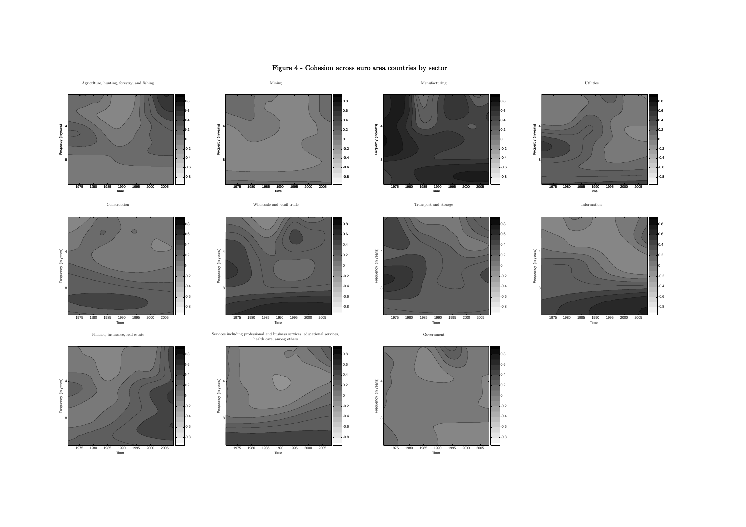# Figure 4 - Cohesion across euro area countries by sector

Agriculture, hunting, forestry, and fishing

Mining

Manufacturing

Utilities

Construction

Wholesale and retail trade

Transport and storage

Information

Finance, insurance, real estate

Services including professional and business services, educational services, health care, among others

Government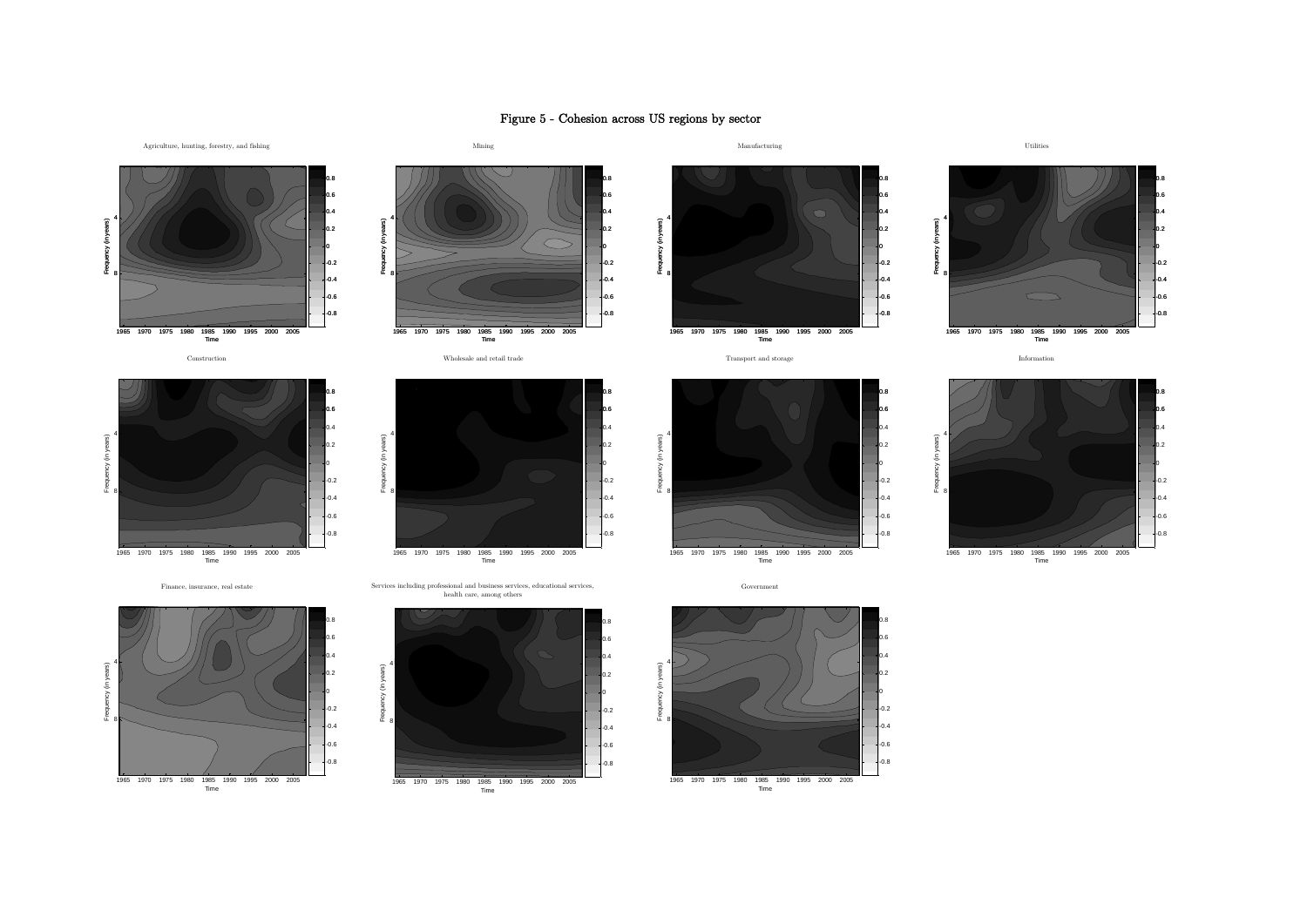# Figure 5 - Cohesion across US regions by sector

Agriculture, hunting, forestry, and fishing

Mining

Manufacturing

Utilities

Construction

Wholesale and retail trade

Transport and storage

Information

Finance, insurance, real estate

Services including professional and business services, educational services, health care, among others

Government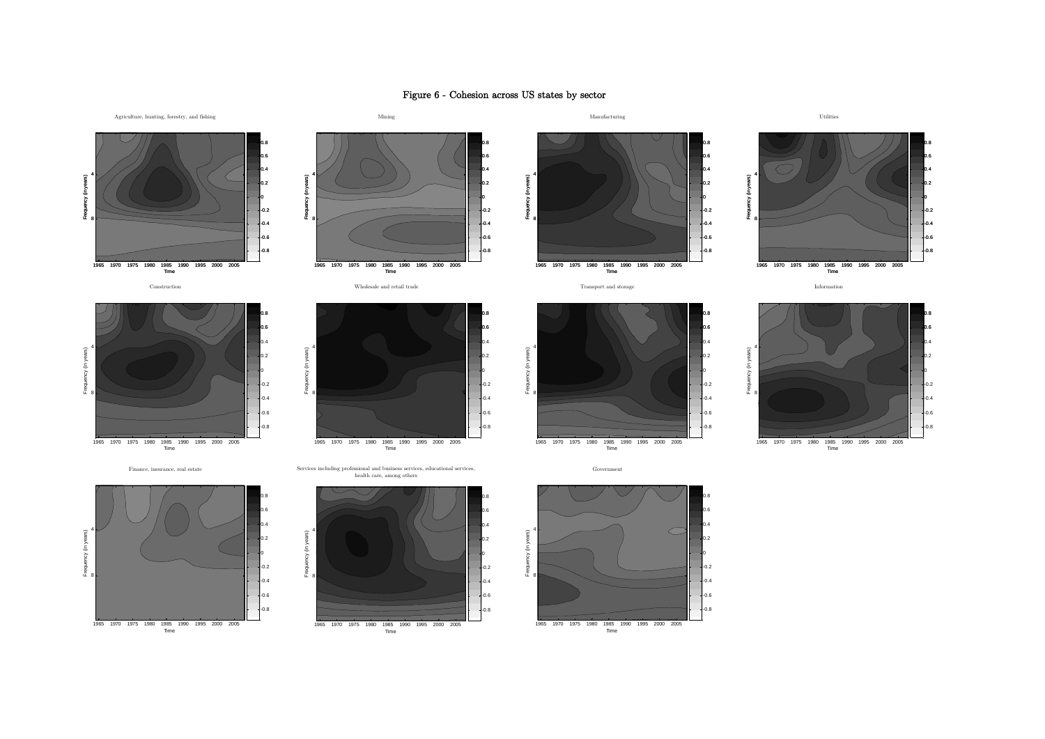# Figure 6 - Cohesion across US states by sector

Agriculture, hunting, forestry, and fishing

Mining

Manufacturing

Utilities

Construction

Wholesale and retail trade

Transport and storage

Information

Finance, insurance, real estate

Services including professional and business services, educational services, health care, among others

Government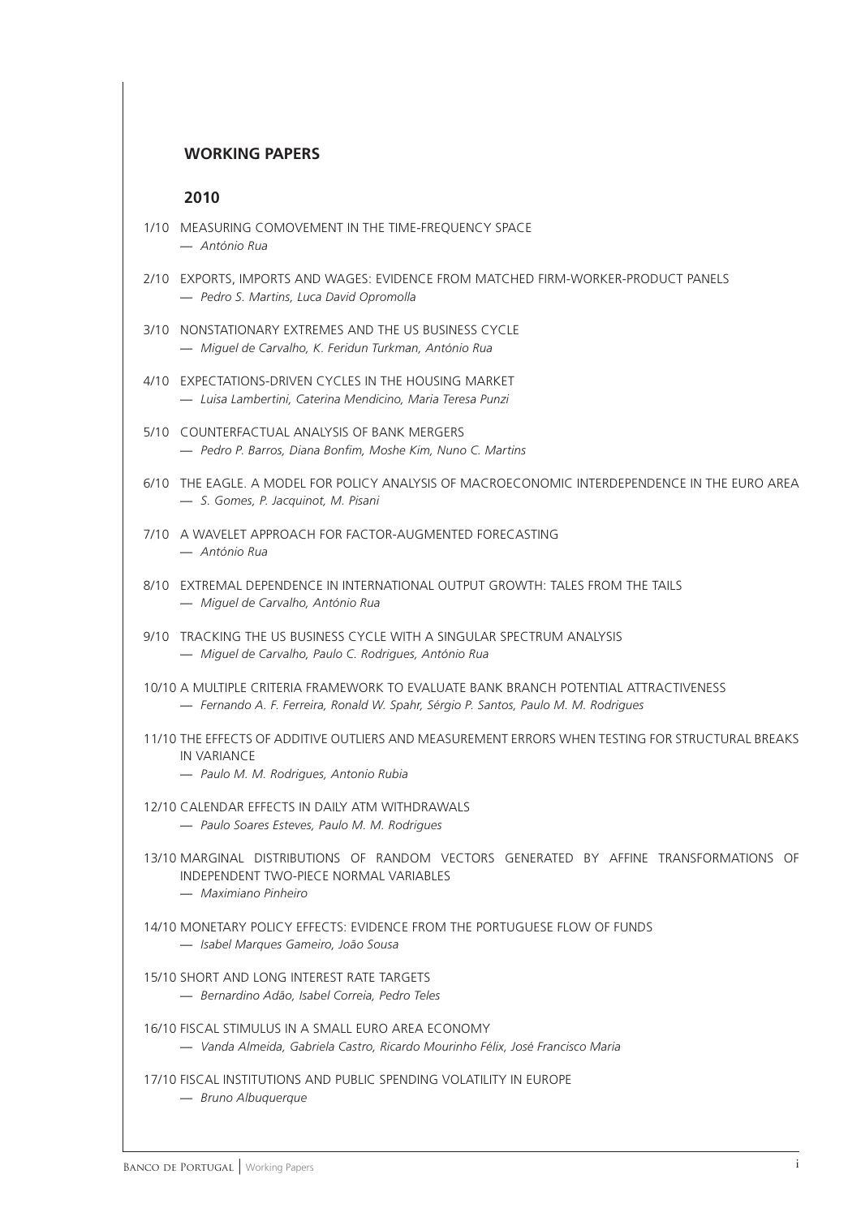## WORKING PAPERS

### 2010

1/10 MEASURING COMOVEMENT IN THE TIME-FREQUENCY SPACE
— *António Rua*

2/10 EXPORTS, IMPORTS AND WAGES: EVIDENCE FROM MATCHED FIRM-WORKER-PRODUCT PANELS
— *Pedro S. Martins, Luca David Opromolla*

3/10 NONSTATIONARY EXTREMES AND THE US BUSINESS CYCLE
— *Miguel de Carvalho, K. Feridun Turkman, António Rua*

4/10 EXPECTATIONS-DRIVEN CYCLES IN THE HOUSING MARKET
— *Luisa Lambertini, Caterina Mendicino, Maria Teresa Punzi*

5/10 COUNTERFACTUAL ANALYSIS OF BANK MERGERS
— *Pedro P. Barros, Diana Bonfim, Moshe Kim, Nuno C. Martins*

6/10 THE EAGLE. A MODEL FOR POLICY ANALYSIS OF MACROECONOMIC INTERDEPENDENCE IN THE EURO AREA
— *S. Gomes, P. Jacquinot, M. Pisani*

7/10 A WAVELET APPROACH FOR FACTOR-AUGMENTED FORECASTING
— *António Rua*

8/10 EXTREMAL DEPENDENCE IN INTERNATIONAL OUTPUT GROWTH: TALES FROM THE TAILS
— *Miguel de Carvalho, António Rua*

9/10 TRACKING THE US BUSINESS CYCLE WITH A SINGULAR SPECTRUM ANALYSIS
— *Miguel de Carvalho, Paulo C. Rodrigues, António Rua*

10/10 A MULTIPLE CRITERIA FRAMEWORK TO EVALUATE BANK BRANCH POTENTIAL ATTRACTIVENESS
— *Fernando A. F. Ferreira, Ronald W. Spahr, Sérgio P. Santos, Paulo M. M. Rodrigues*

11/10 THE EFFECTS OF ADDITIVE OUTLIERS AND MEASUREMENT ERRORS WHEN TESTING FOR STRUCTURAL BREAKS IN VARIANCE
— *Paulo M. M. Rodrigues, Antonio Rubia*

12/10 CALENDAR EFFECTS IN DAILY ATM WITHDRAWALS
— *Paulo Soares Esteves, Paulo M. M. Rodrigues*

13/10 MARGINAL DISTRIBUTIONS OF RANDOM VECTORS GENERATED BY AFFINE TRANSFORMATIONS OF INDEPENDENT TWO-PIECE NORMAL VARIABLES
— *Maximiano Pinheiro*

14/10 MONETARY POLICY EFFECTS: EVIDENCE FROM THE PORTUGUESE FLOW OF FUNDS
— *Isabel Marques Gameiro, João Sousa*

15/10 SHORT AND LONG INTEREST RATE TARGETS
— *Bernardino Adão, Isabel Correia, Pedro Teles*

16/10 FISCAL STIMULUS IN A SMALL EURO AREA ECONOMY
— *Vanda Almeida, Gabriela Castro, Ricardo Mourinho Félix, José Francisco Maria*

17/10 FISCAL INSTITUTIONS AND PUBLIC SPENDING VOLATILITY IN EUROPE
— *Bruno Albuquerque*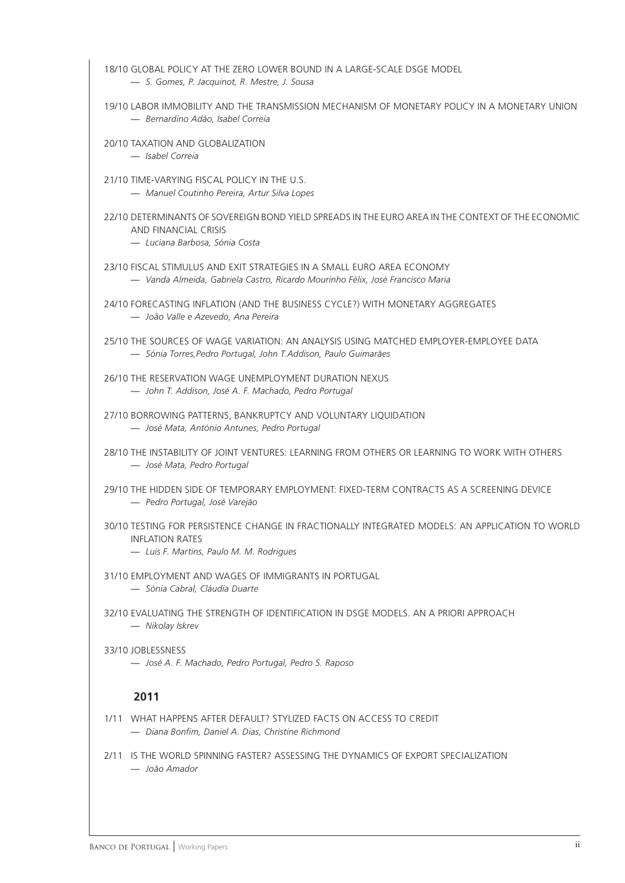18/10 GLOBAL POLICY AT THE ZERO LOWER BOUND IN A LARGE-SCALE DSGE MODEL
— *S. Gomes, P. Jacquinot, R. Mestre, J. Sousa*

19/10 LABOR IMMOBILITY AND THE TRANSMISSION MECHANISM OF MONETARY POLICY IN A MONETARY UNION
— *Bernardino Adão, Isabel Correia*

20/10 TAXATION AND GLOBALIZATION
— *Isabel Correia*

21/10 TIME-VARYING FISCAL POLICY IN THE U.S.
— *Manuel Coutinho Pereira, Artur Silva Lopes*

22/10 DETERMINANTS OF SOVEREIGN BOND YIELD SPREADS IN THE EURO AREA IN THE CONTEXT OF THE ECONOMIC AND FINANCIAL CRISIS
— *Luciana Barbosa, Sónia Costa*

23/10 FISCAL STIMULUS AND EXIT STRATEGIES IN A SMALL EURO AREA ECONOMY
— *Vanda Almeida, Gabriela Castro, Ricardo Mourinho Félix, José Francisco Maria*

24/10 FORECASTING INFLATION (AND THE BUSINESS CYCLE?) WITH MONETARY AGGREGATES
— *João Valle e Azevedo, Ana Pereira*

25/10 THE SOURCES OF WAGE VARIATION: AN ANALYSIS USING MATCHED EMPLOYER-EMPLOYEE DATA
— *Sónia Torres,Pedro Portugal, John T.Addison, Paulo Guimarães*

26/10 THE RESERVATION WAGE UNEMPLOYMENT DURATION NEXUS
— *John T. Addison, José A. F. Machado, Pedro Portugal*

27/10 BORROWING PATTERNS, BANKRUPTCY AND VOLUNTARY LIQUIDATION
— *José Mata, António Antunes, Pedro Portugal*

28/10 THE INSTABILITY OF JOINT VENTURES: LEARNING FROM OTHERS OR LEARNING TO WORK WITH OTHERS
— *José Mata, Pedro Portugal*

29/10 THE HIDDEN SIDE OF TEMPORARY EMPLOYMENT: FIXED-TERM CONTRACTS AS A SCREENING DEVICE
— *Pedro Portugal, José Varejão*

30/10 TESTING FOR PERSISTENCE CHANGE IN FRACTIONALLY INTEGRATED MODELS: AN APPLICATION TO WORLD INFLATION RATES
— *Luis F. Martins, Paulo M. M. Rodrigues*

31/10 EMPLOYMENT AND WAGES OF IMMIGRANTS IN PORTUGAL
— *Sónia Cabral, Cláudia Duarte*

32/10 EVALUATING THE STRENGTH OF IDENTIFICATION IN DSGE MODELS. AN A PRIORI APPROACH
— *Nikolay Iskrev*

33/10 JOBLESSNESS
— *José A. F. Machado, Pedro Portugal, Pedro S. Raposo*

## 2011

1/11 WHAT HAPPENS AFTER DEFAULT? STYLIZED FACTS ON ACCESS TO CREDIT
— *Diana Bonfim, Daniel A. Dias, Christine Richmond*

2/11 IS THE WORLD SPINNING FASTER? ASSESSING THE DYNAMICS OF EXPORT SPECIALIZATION
— *João Amador*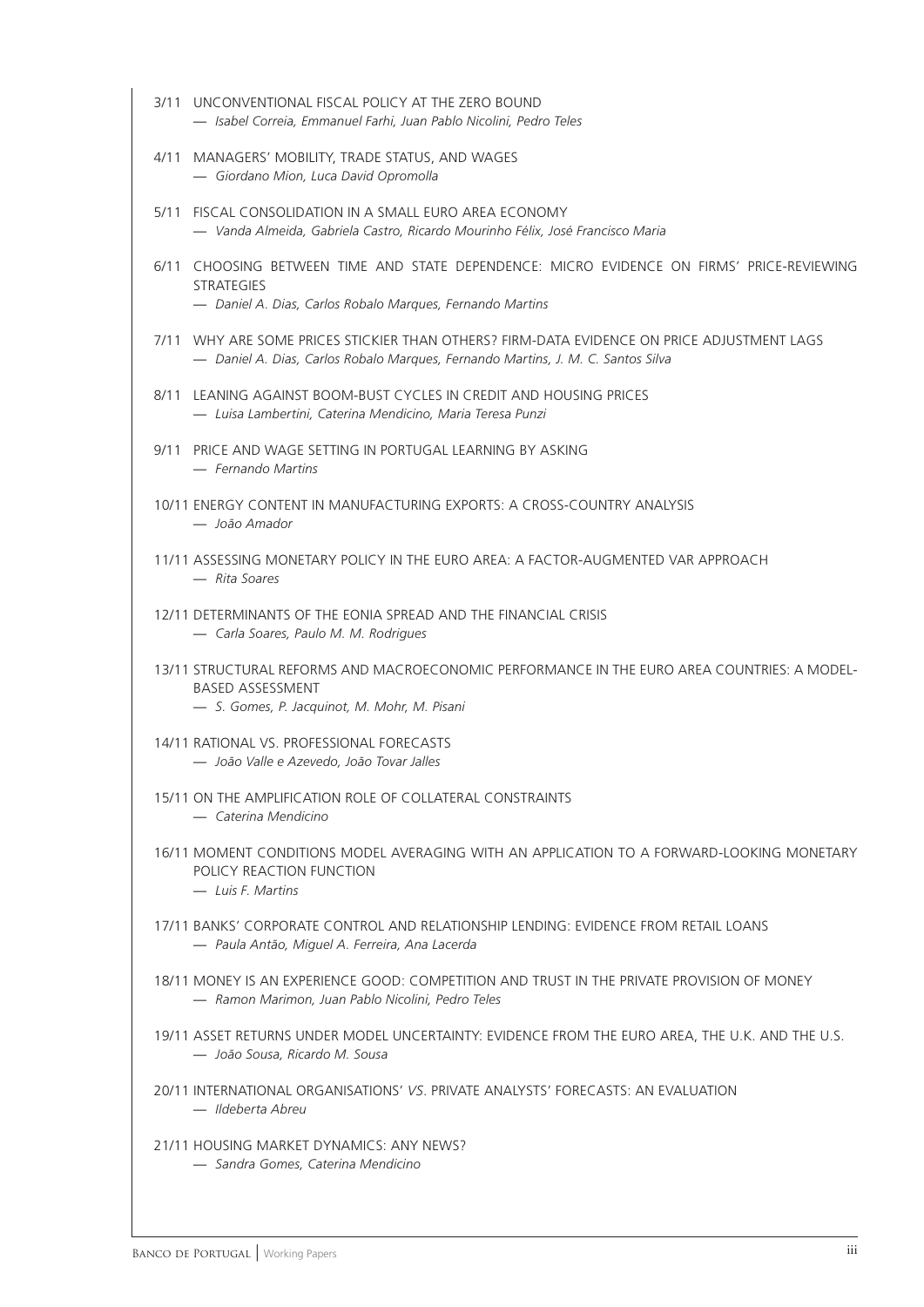3/11 UNCONVENTIONAL FISCAL POLICY AT THE ZERO BOUND
— *Isabel Correia, Emmanuel Farhi, Juan Pablo Nicolini, Pedro Teles*

4/11 MANAGERS' MOBILITY, TRADE STATUS, AND WAGES
— *Giordano Mion, Luca David Opromolla*

5/11 FISCAL CONSOLIDATION IN A SMALL EURO AREA ECONOMY
— *Vanda Almeida, Gabriela Castro, Ricardo Mourinho Félix, José Francisco Maria*

6/11 CHOOSING BETWEEN TIME AND STATE DEPENDENCE: MICRO EVIDENCE ON FIRMS' PRICE-REVIEWING STRATEGIES
— *Daniel A. Dias, Carlos Robalo Marques, Fernando Martins*

7/11 WHY ARE SOME PRICES STICKIER THAN OTHERS? FIRM-DATA EVIDENCE ON PRICE ADJUSTMENT LAGS
— *Daniel A. Dias, Carlos Robalo Marques, Fernando Martins, J. M. C. Santos Silva*

8/11 LEANING AGAINST BOOM-BUST CYCLES IN CREDIT AND HOUSING PRICES
— *Luisa Lambertini, Caterina Mendicino, Maria Teresa Punzi*

9/11 PRICE AND WAGE SETTING IN PORTUGAL LEARNING BY ASKING
— *Fernando Martins*

10/11 ENERGY CONTENT IN MANUFACTURING EXPORTS: A CROSS-COUNTRY ANALYSIS
— *João Amador*

11/11 ASSESSING MONETARY POLICY IN THE EURO AREA: A FACTOR-AUGMENTED VAR APPROACH
— *Rita Soares*

12/11 DETERMINANTS OF THE EONIA SPREAD AND THE FINANCIAL CRISIS
— *Carla Soares, Paulo M. M. Rodrigues*

13/11 STRUCTURAL REFORMS AND MACROECONOMIC PERFORMANCE IN THE EURO AREA COUNTRIES: A MODEL-BASED ASSESSMENT
— *S. Gomes, P. Jacquinot, M. Mohr, M. Pisani*

14/11 RATIONAL VS. PROFESSIONAL FORECASTS
— *João Valle e Azevedo, João Tovar Jalles*

15/11 ON THE AMPLIFICATION ROLE OF COLLATERAL CONSTRAINTS
— *Caterina Mendicino*

16/11 MOMENT CONDITIONS MODEL AVERAGING WITH AN APPLICATION TO A FORWARD-LOOKING MONETARY POLICY REACTION FUNCTION
— *Luis F. Martins*

17/11 BANKS' CORPORATE CONTROL AND RELATIONSHIP LENDING: EVIDENCE FROM RETAIL LOANS
— *Paula Antão, Miguel A. Ferreira, Ana Lacerda*

18/11 MONEY IS AN EXPERIENCE GOOD: COMPETITION AND TRUST IN THE PRIVATE PROVISION OF MONEY
— *Ramon Marimon, Juan Pablo Nicolini, Pedro Teles*

19/11 ASSET RETURNS UNDER MODEL UNCERTAINTY: EVIDENCE FROM THE EURO AREA, THE U.K. AND THE U.S.
— *João Sousa, Ricardo M. Sousa*

20/11 INTERNATIONAL ORGANISATIONS' *VS*. PRIVATE ANALYSTS' FORECASTS: AN EVALUATION
— *Ildeberta Abreu*

21/11 HOUSING MARKET DYNAMICS: ANY NEWS?
— *Sandra Gomes, Caterina Mendicino*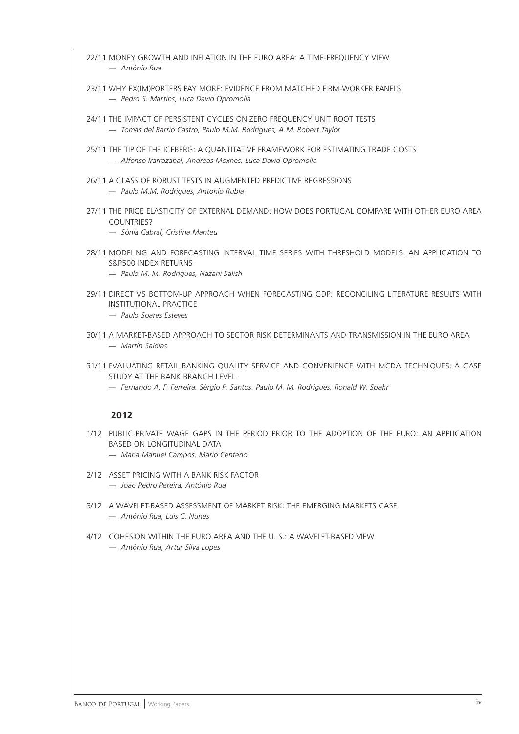22/11 MONEY GROWTH AND INFLATION IN THE EURO AREA: A TIME-FREQUENCY VIEW
— *António Rua*

23/11 WHY EX(IM)PORTERS PAY MORE: EVIDENCE FROM MATCHED FIRM-WORKER PANELS
— *Pedro S. Martins, Luca David Opromolla*

24/11 THE IMPACT OF PERSISTENT CYCLES ON ZERO FREQUENCY UNIT ROOT TESTS
— *Tomás del Barrio Castro, Paulo M.M. Rodrigues, A.M. Robert Taylor*

25/11 THE TIP OF THE ICEBERG: A QUANTITATIVE FRAMEWORK FOR ESTIMATING TRADE COSTS
— *Alfonso Irarrazabal, Andreas Moxnes, Luca David Opromolla*

26/11 A CLASS OF ROBUST TESTS IN AUGMENTED PREDICTIVE REGRESSIONS
— *Paulo M.M. Rodrigues, Antonio Rubia*

27/11 THE PRICE ELASTICITY OF EXTERNAL DEMAND: HOW DOES PORTUGAL COMPARE WITH OTHER EURO AREA COUNTRIES?
— *Sónia Cabral, Cristina Manteu*

28/11 MODELING AND FORECASTING INTERVAL TIME SERIES WITH THRESHOLD MODELS: AN APPLICATION TO S&P500 INDEX RETURNS
— *Paulo M. M. Rodrigues, Nazarii Salish*

29/11 DIRECT VS BOTTOM-UP APPROACH WHEN FORECASTING GDP: RECONCILING LITERATURE RESULTS WITH INSTITUTIONAL PRACTICE
— *Paulo Soares Esteves*

30/11 A MARKET-BASED APPROACH TO SECTOR RISK DETERMINANTS AND TRANSMISSION IN THE EURO AREA
— *Martín Saldías*

31/11 EVALUATING RETAIL BANKING QUALITY SERVICE AND CONVENIENCE WITH MCDA TECHNIQUES: A CASE STUDY AT THE BANK BRANCH LEVEL
— *Fernando A. F. Ferreira, Sérgio P. Santos, Paulo M. M. Rodrigues, Ronald W. Spahr*

## 2012

1/12 PUBLIC-PRIVATE WAGE GAPS IN THE PERIOD PRIOR TO THE ADOPTION OF THE EURO: AN APPLICATION BASED ON LONGITUDINAL DATA
— *Maria Manuel Campos, Mário Centeno*

2/12 ASSET PRICING WITH A BANK RISK FACTOR
— *João Pedro Pereira, António Rua*

3/12 A WAVELET-BASED ASSESSMENT OF MARKET RISK: THE EMERGING MARKETS CASE
— *António Rua, Luis C. Nunes*

4/12 COHESION WITHIN THE EURO AREA AND THE U. S.: A WAVELET-BASED VIEW
— *António Rua, Artur Silva Lopes*